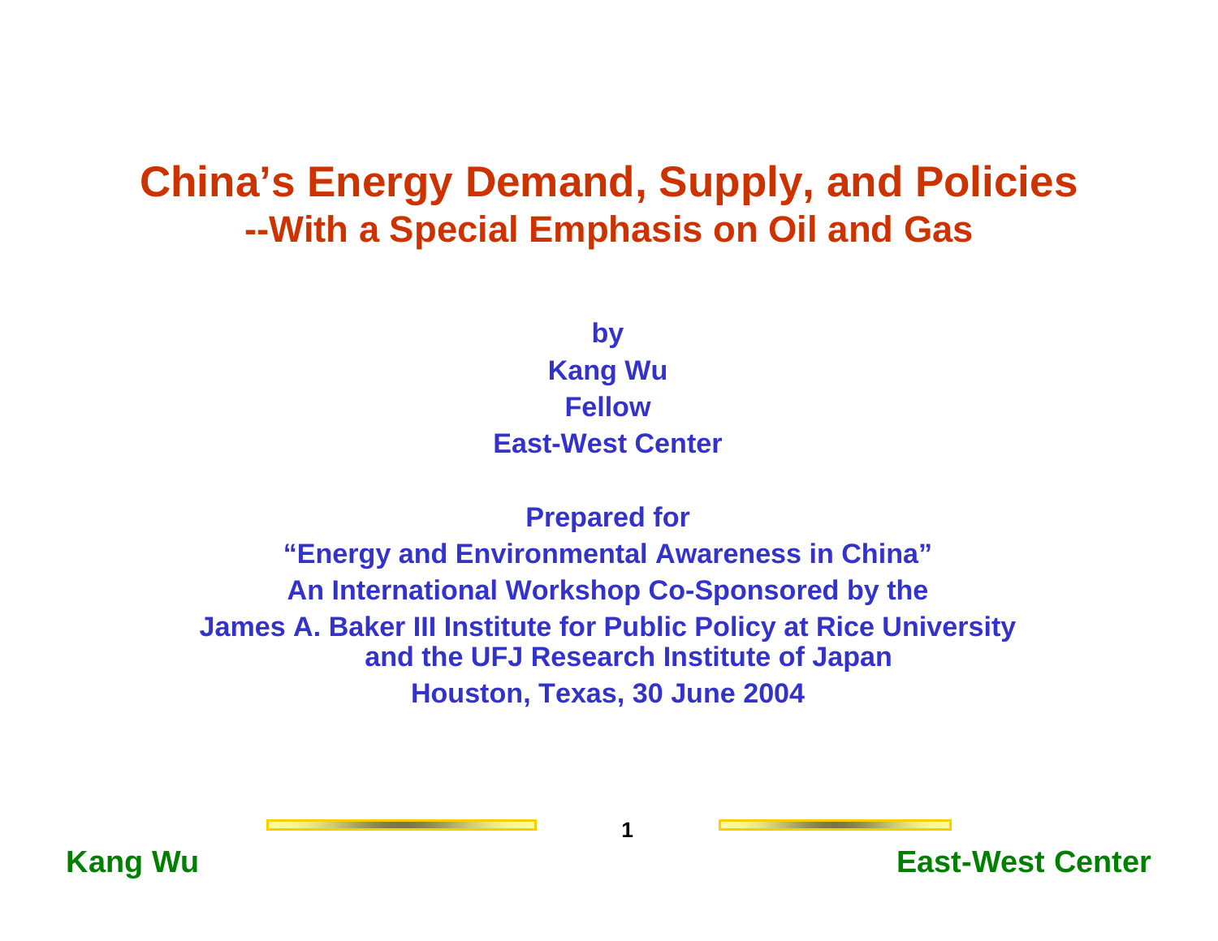# China's Energy Demand, Supply, and Policies
## --With a Special Emphasis on Oil and Gas

**by**

**Kang Wu**

**Fellow**

**East-West Center**

**Prepared for**

**"Energy and Environmental Awareness in China"**

**An International Workshop Co-Sponsored by the**

**James A. Baker III Institute for Public Policy at Rice University and the UFJ Research Institute of Japan**

**Houston, Texas, 30 June 2004**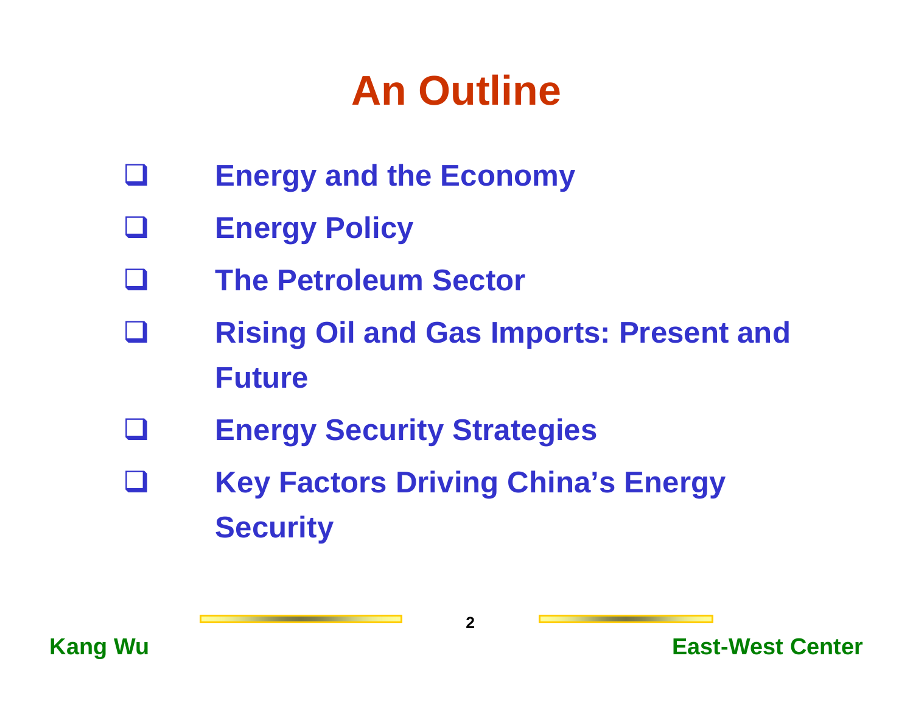# An Outline

- Energy and the Economy
- Energy Policy
- The Petroleum Sector
- Rising Oil and Gas Imports: Present and Future
- Energy Security Strategies
- Key Factors Driving China's Energy Security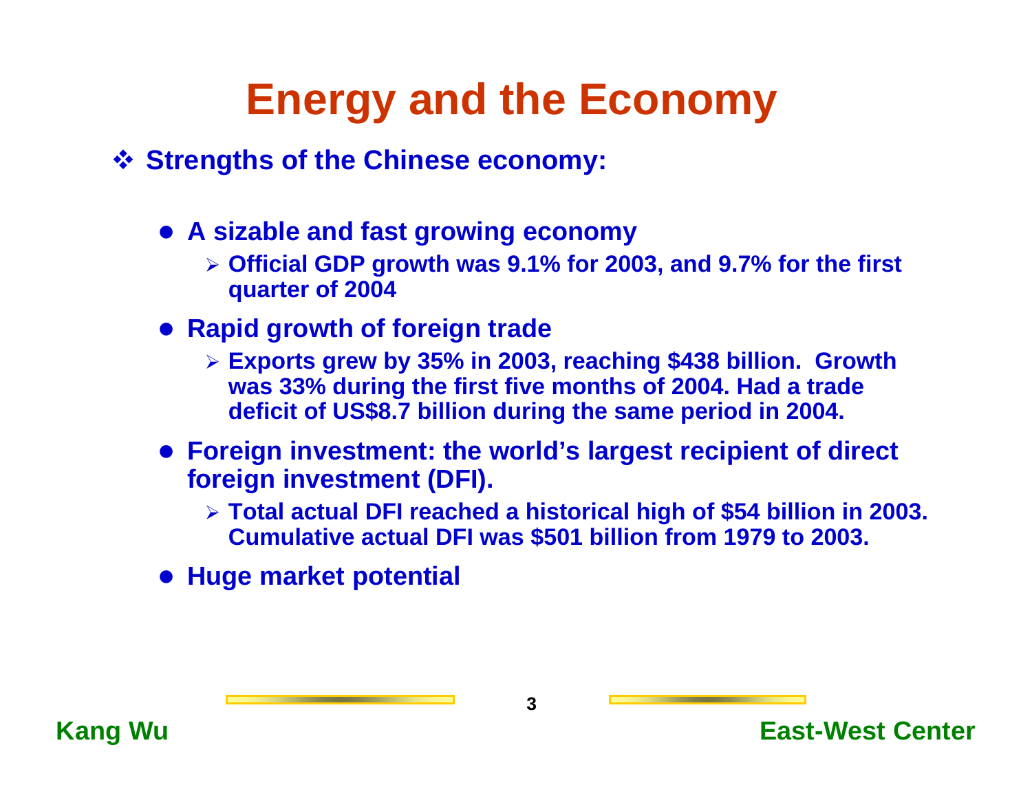# Energy and the Economy

- **Strengths of the Chinese economy:**
  - **A sizable and fast growing economy**
    - **Official GDP growth was 9.1% for 2003, and 9.7% for the first quarter of 2004**
  - **Rapid growth of foreign trade**
    - **Exports grew by 35% in 2003, reaching $438 billion. Growth was 33% during the first five months of 2004. Had a trade deficit of US$8.7 billion during the same period in 2004.**
  - **Foreign investment: the world's largest recipient of direct foreign investment (DFI).**
    - **Total actual DFI reached a historical high of $54 billion in 2003. Cumulative actual DFI was $501 billion from 1979 to 2003.**
  - **Huge market potential**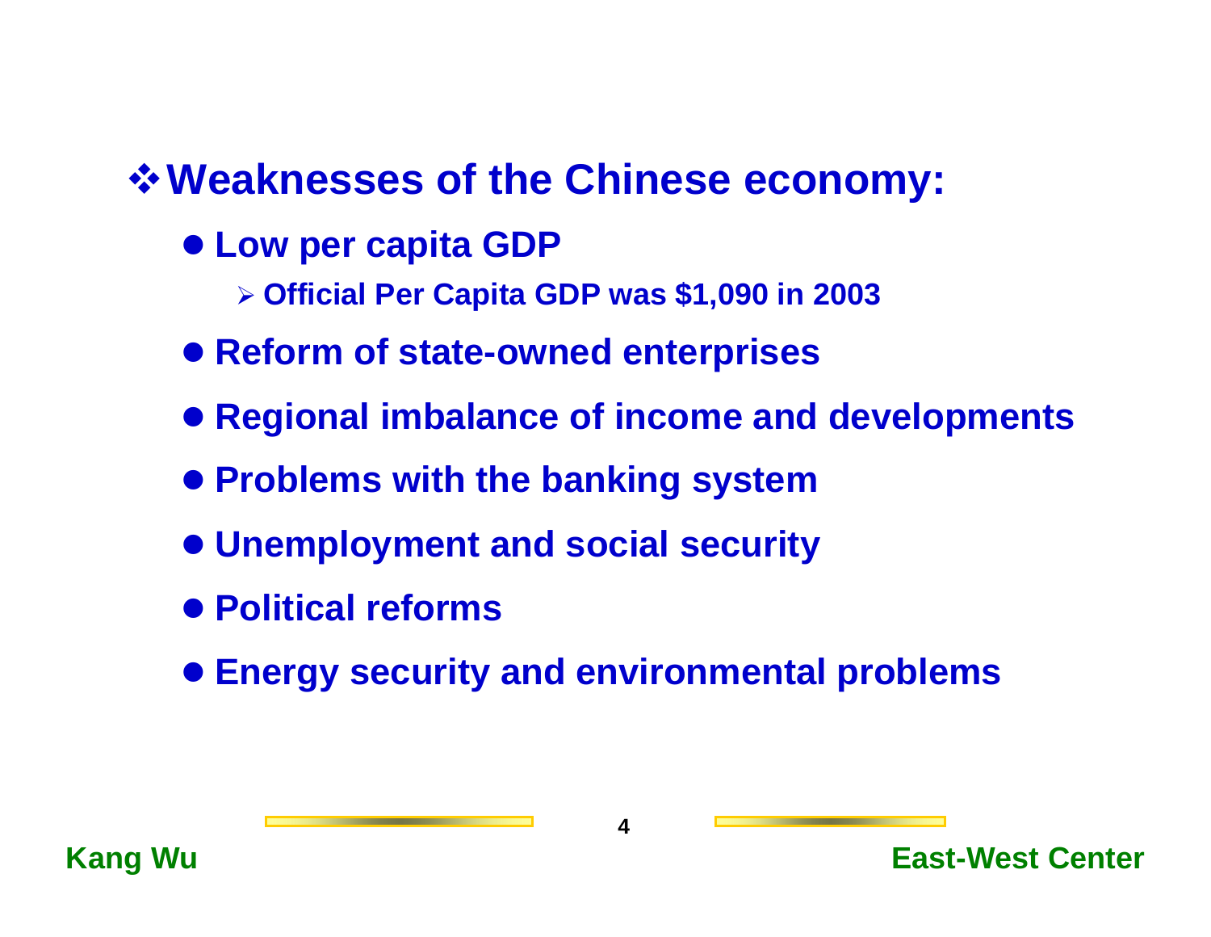## Weaknesses of the Chinese economy:

- Low per capita GDP
  - Official Per Capita GDP was $1,090 in 2003
- Reform of state-owned enterprises
- Regional imbalance of income and developments
- Problems with the banking system
- Unemployment and social security
- Political reforms
- Energy security and environmental problems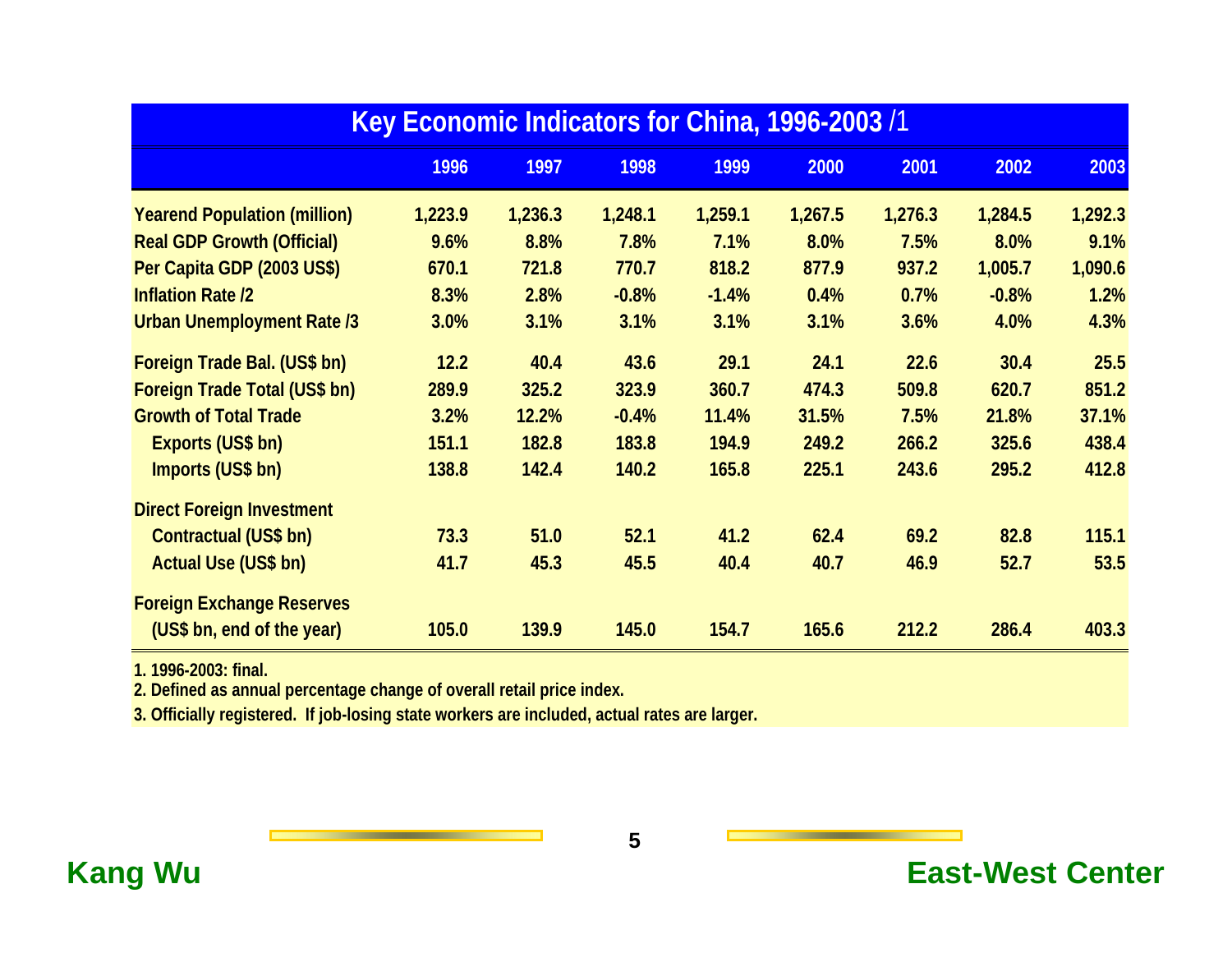## Key Economic Indicators for China, 1996-2003 /1

| | 1996 | 1997 | 1998 | 1999 | 2000 | 2001 | 2002 | 2003 |
|---|---|---|---|---|---|---|---|---|
| Yearend Population (million) | 1,223.9 | 1,236.3 | 1,248.1 | 1,259.1 | 1,267.5 | 1,276.3 | 1,284.5 | 1,292.3 |
| Real GDP Growth (Official) | 9.6% | 8.8% | 7.8% | 7.1% | 8.0% | 7.5% | 8.0% | 9.1% |
| Per Capita GDP (2003 US$) | 670.1 | 721.8 | 770.7 | 818.2 | 877.9 | 937.2 | 1,005.7 | 1,090.6 |
| Inflation Rate /2 | 8.3% | 2.8% | -0.8% | -1.4% | 0.4% | 0.7% | -0.8% | 1.2% |
| Urban Unemployment Rate /3 | 3.0% | 3.1% | 3.1% | 3.1% | 3.1% | 3.6% | 4.0% | 4.3% |
| Foreign Trade Bal. (US$ bn) | 12.2 | 40.4 | 43.6 | 29.1 | 24.1 | 22.6 | 30.4 | 25.5 |
| Foreign Trade Total (US$ bn) | 289.9 | 325.2 | 323.9 | 360.7 | 474.3 | 509.8 | 620.7 | 851.2 |
| Growth of Total Trade | 3.2% | 12.2% | -0.4% | 11.4% | 31.5% | 7.5% | 21.8% | 37.1% |
| Exports (US$ bn) | 151.1 | 182.8 | 183.8 | 194.9 | 249.2 | 266.2 | 325.6 | 438.4 |
| Imports (US$ bn) | 138.8 | 142.4 | 140.2 | 165.8 | 225.1 | 243.6 | 295.2 | 412.8 |
| Direct Foreign Investment | | | | | | | | |
| Contractual (US$ bn) | 73.3 | 51.0 | 52.1 | 41.2 | 62.4 | 69.2 | 82.8 | 115.1 |
| Actual Use (US$ bn) | 41.7 | 45.3 | 45.5 | 40.4 | 40.7 | 46.9 | 52.7 | 53.5 |
| Foreign Exchange Reserves (US$ bn, end of the year) | 105.0 | 139.9 | 145.0 | 154.7 | 165.6 | 212.2 | 286.4 | 403.3 |

1. 1996-2003: final.
2. Defined as annual percentage change of overall retail price index.
3. Officially registered. If job-losing state workers are included, actual rates are larger.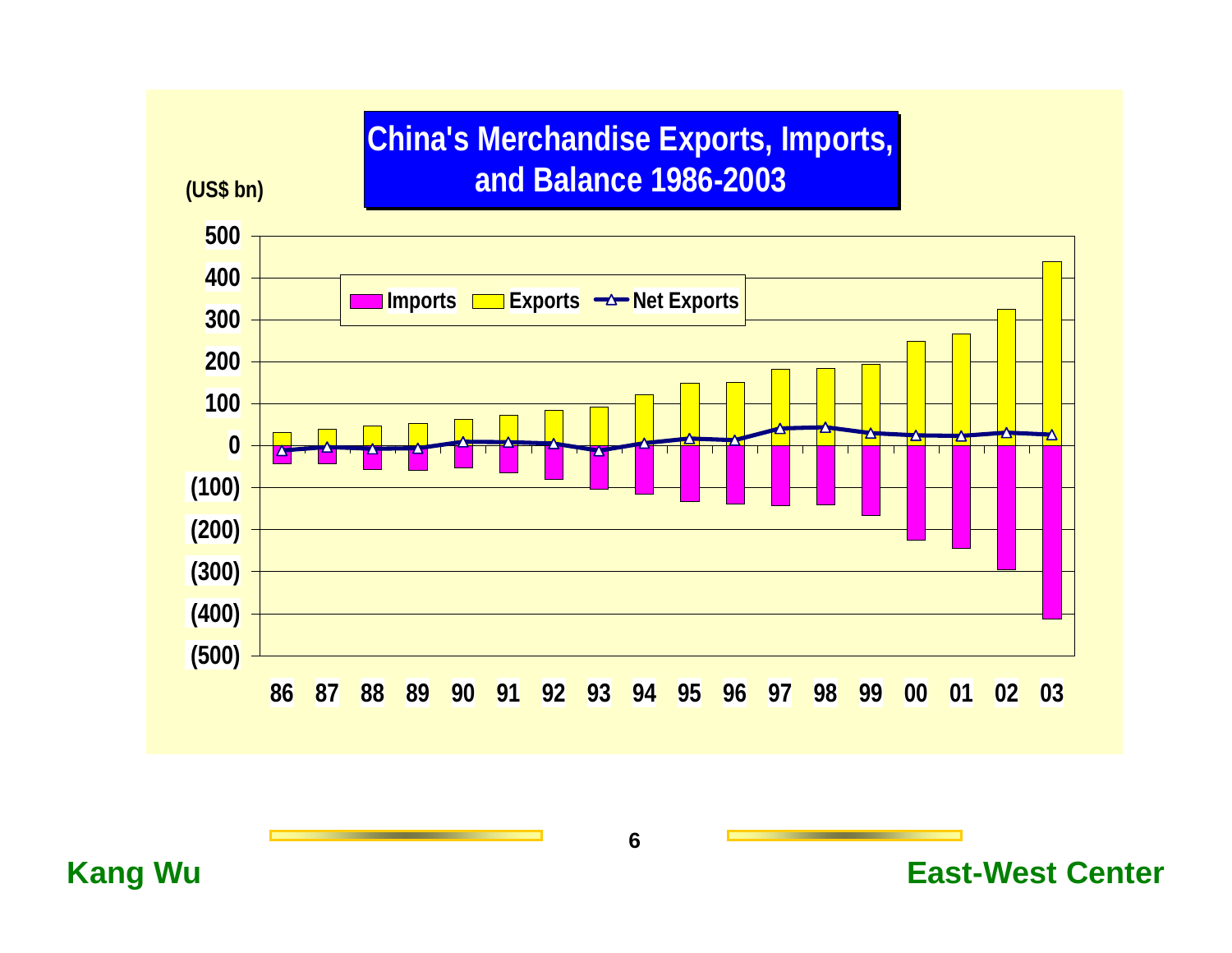# China's Merchandise Exports, Imports, and Balance 1986-2003

(US$ bn)

Imports | Exports | Net Exports

500, 400, 300, 200, 100, 0, (100), (200), (300), (400), (500)

86 87 88 89 90 91 92 93 94 95 96 97 98 99 00 01 02 03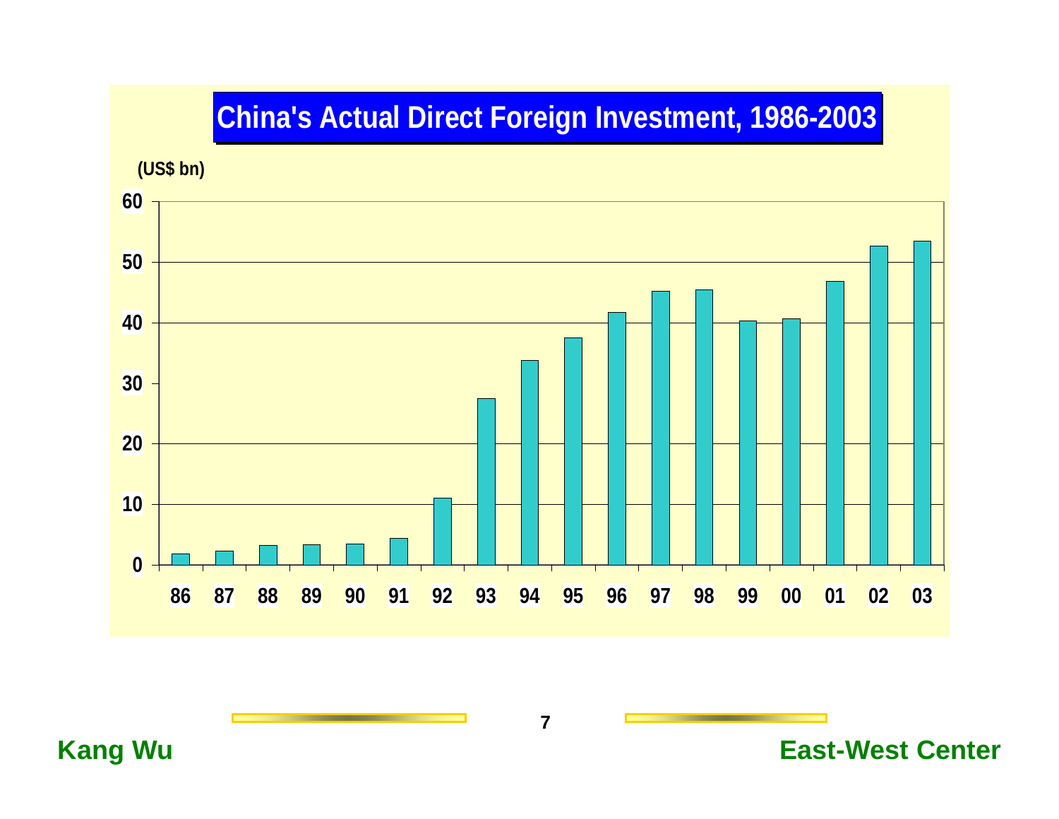# China's Actual Direct Foreign Investment, 1986-2003

(US$ bn)

| Year | 86 | 87 | 88 | 89 | 90 | 91 | 92 | 93 | 94 | 95 | 96 | 97 | 98 | 99 | 00 | 01 | 02 | 03 |
|---|---|---|---|---|---|---|---|---|---|---|---|---|---|---|---|---|---|---|
| US$ bn (approx.) | 1.9 | 2.3 | 3.2 | 3.4 | 3.5 | 4.4 | 11.0 | 27.5 | 33.8 | 37.5 | 41.7 | 45.3 | 45.5 | 40.3 | 40.7 | 46.9 | 52.7 | 53.5 |

Kang Wu

East-West Center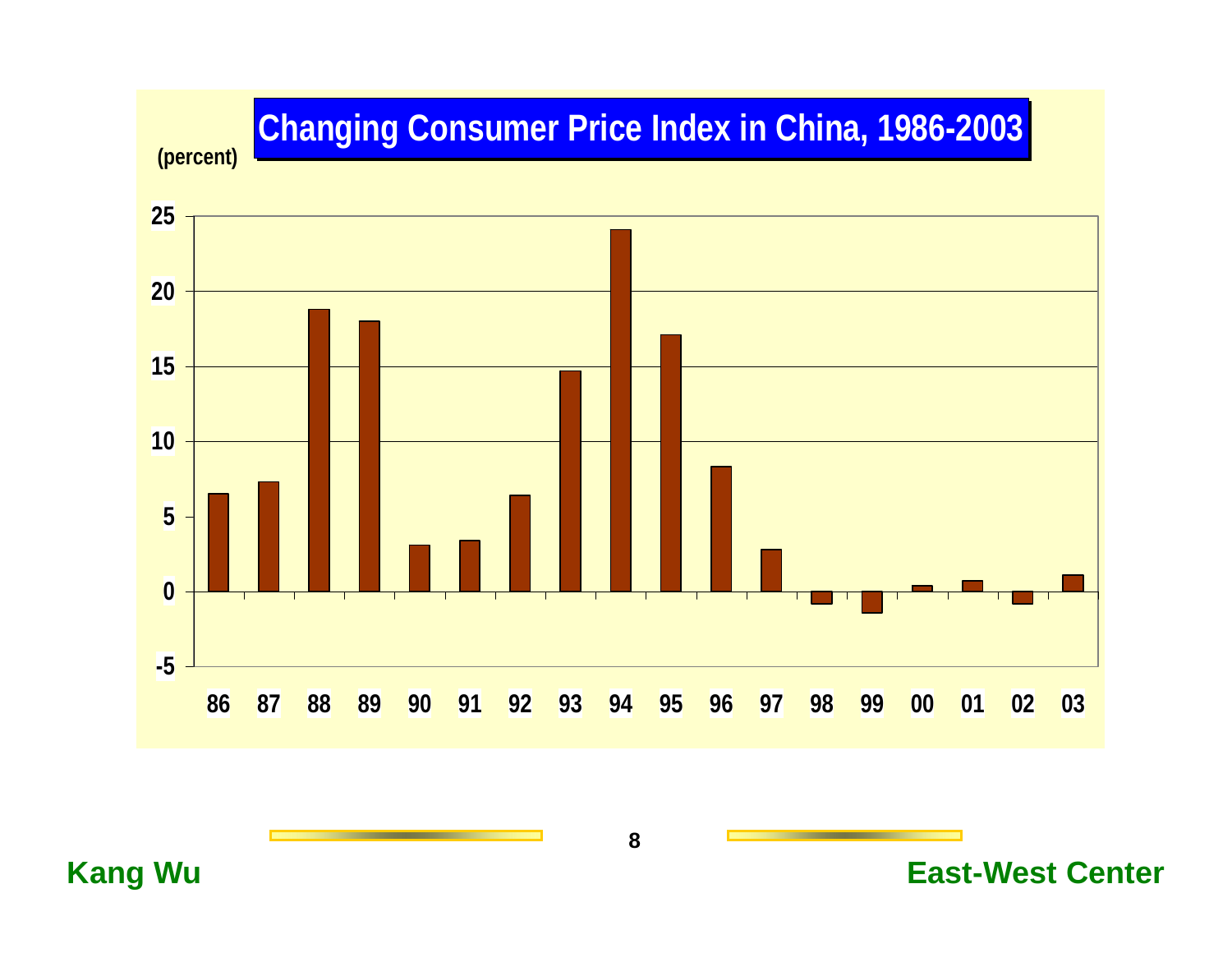# Changing Consumer Price Index in China, 1986-2003

(percent)

| Year | CPI change (percent) |
|---|---|
| 86 | 6.5 |
| 87 | 7.3 |
| 88 | 18.8 |
| 89 | 18.0 |
| 90 | 3.1 |
| 91 | 3.4 |
| 92 | 6.4 |
| 93 | 14.7 |
| 94 | 24.1 |
| 95 | 17.1 |
| 96 | 8.3 |
| 97 | 2.8 |
| 98 | -0.8 |
| 99 | -1.4 |
| 00 | 0.4 |
| 01 | 0.7 |
| 02 | -0.8 |
| 03 | 1.2 |

Kang Wu

East-West Center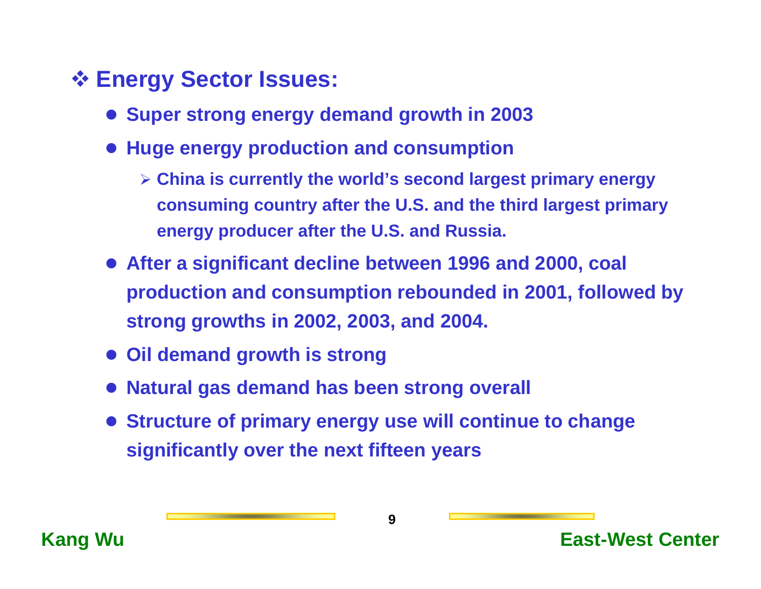## ❖ Energy Sector Issues:

- Super strong energy demand growth in 2003
- Huge energy production and consumption
  - China is currently the world's second largest primary energy consuming country after the U.S. and the third largest primary energy producer after the U.S. and Russia.
- After a significant decline between 1996 and 2000, coal production and consumption rebounded in 2001, followed by strong growths in 2002, 2003, and 2004.
- Oil demand growth is strong
- Natural gas demand has been strong overall
- Structure of primary energy use will continue to change significantly over the next fifteen years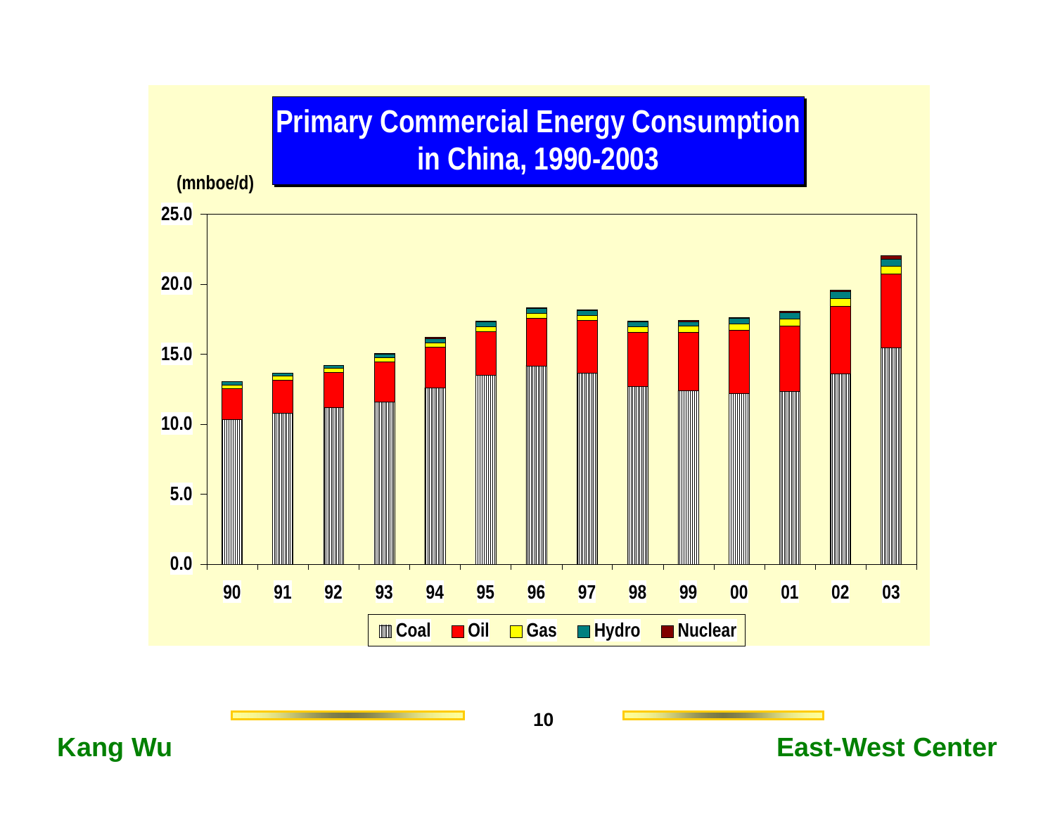# Primary Commercial Energy Consumption in China, 1990-2003

(mnboe/d)

25.0
20.0
15.0
10.0
5.0
0.0

90 91 92 93 94 95 96 97 98 99 00 01 02 03

Coal Oil Gas Hydro Nuclear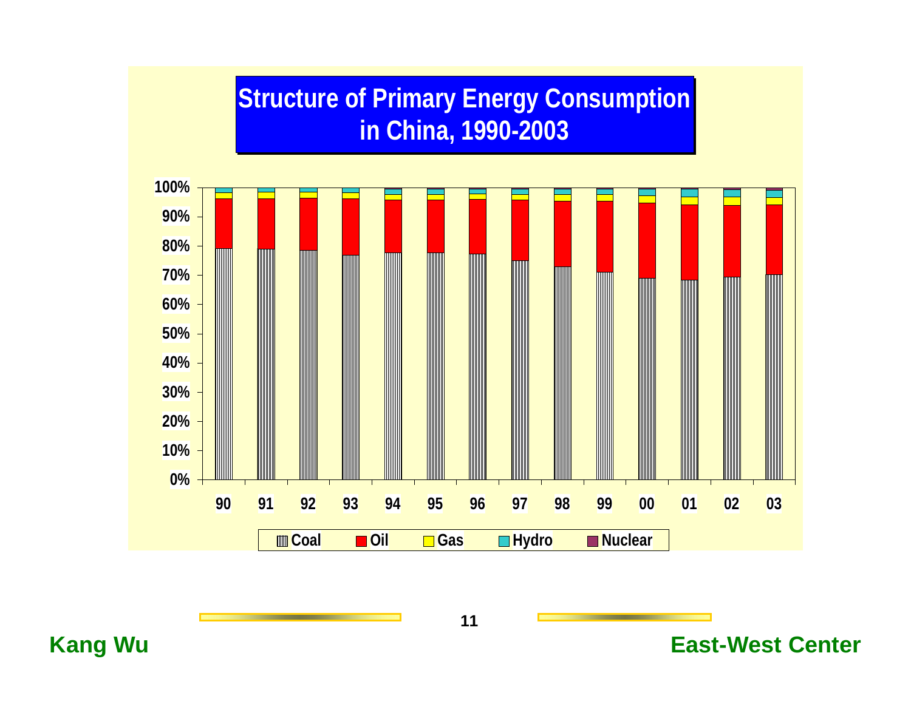# Structure of Primary Energy Consumption in China, 1990-2003

100%
90%
80%
70%
60%
50%
40%
30%
20%
10%
0%

90 91 92 93 94 95 96 97 98 99 00 01 02 03

Coal Oil Gas Hydro Nuclear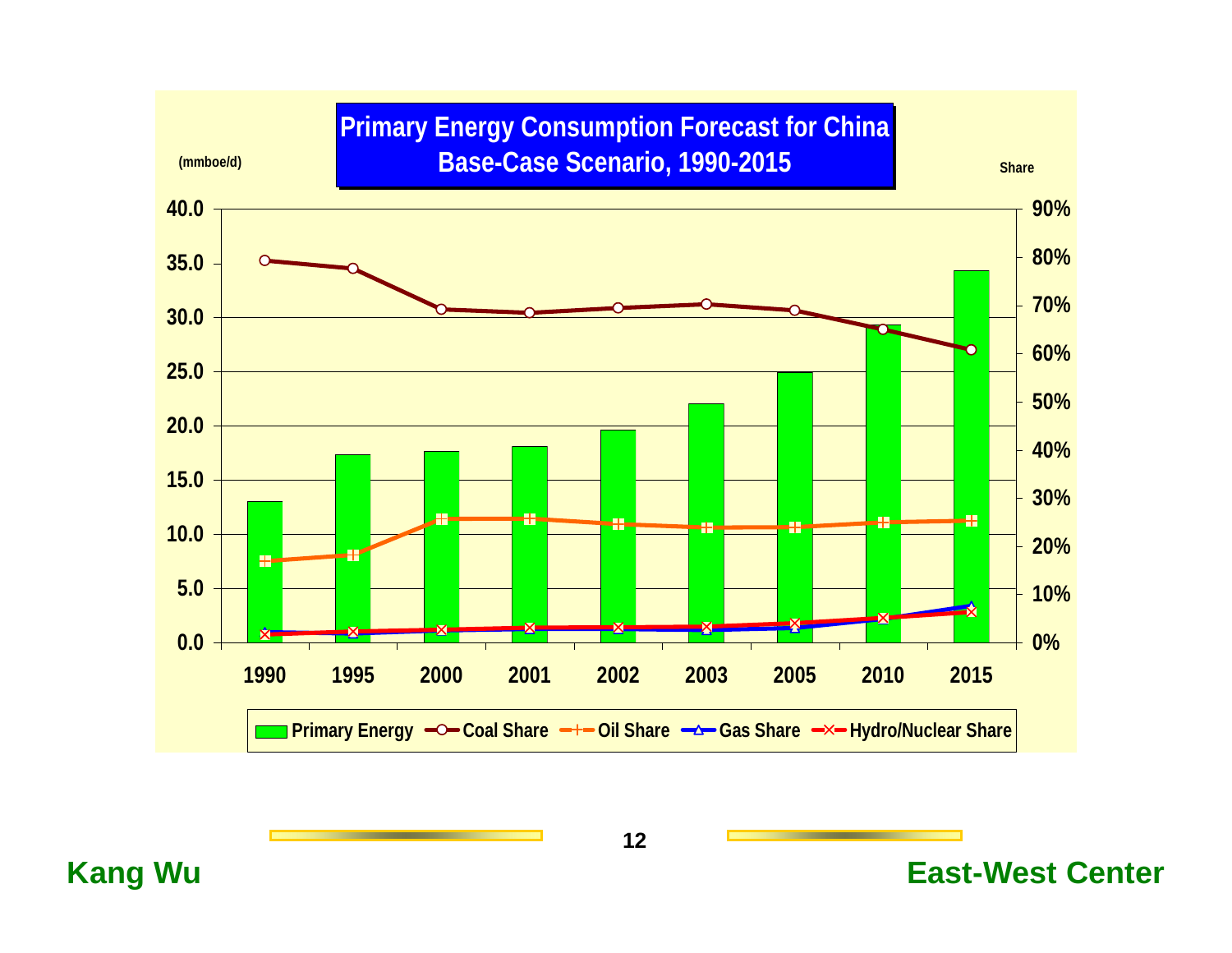## Primary Energy Consumption Forecast for China Base-Case Scenario, 1990-2015

(mmboe/d)

Share

Legend: Primary Energy, Coal Share, Oil Share, Gas Share, Hydro/Nuclear Share

Left axis: 0.0, 5.0, 10.0, 15.0, 20.0, 25.0, 30.0, 35.0, 40.0

Right axis: 0%, 10%, 20%, 30%, 40%, 50%, 60%, 70%, 80%, 90%

Years: 1990, 1995, 2000, 2001, 2002, 2003, 2005, 2010, 2015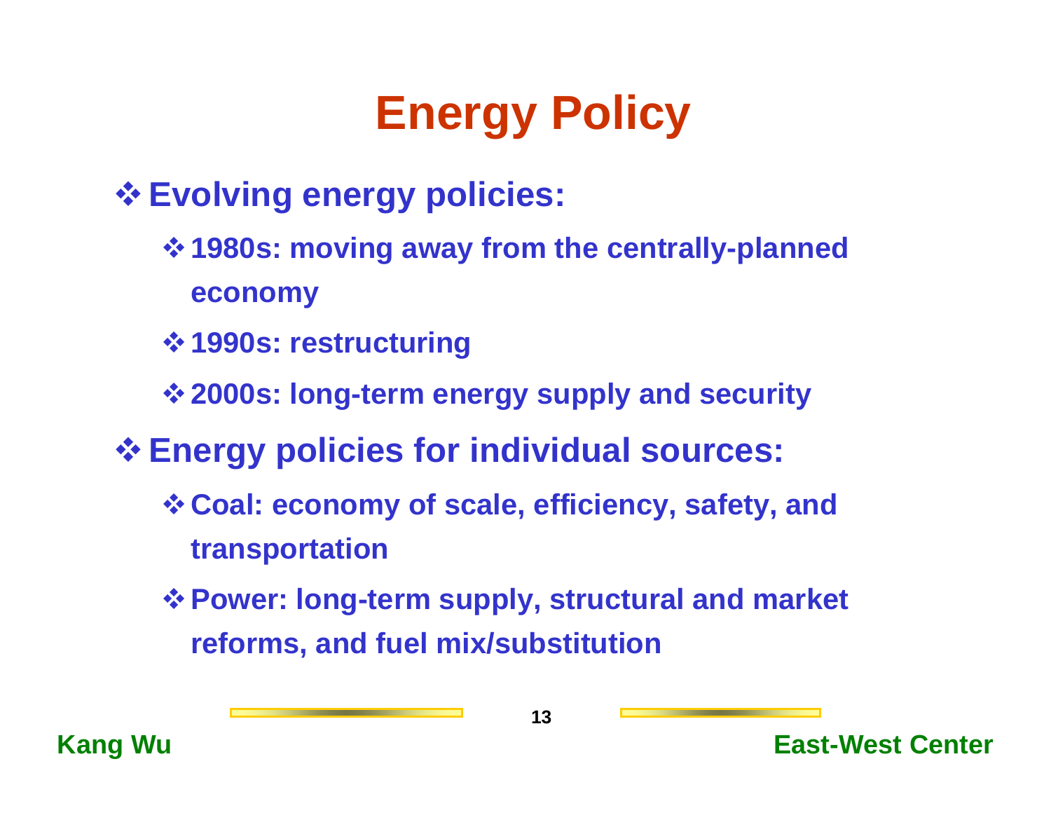# Energy Policy

- **Evolving energy policies:**
  - **1980s: moving away from the centrally-planned economy**
  - **1990s: restructuring**
  - **2000s: long-term energy supply and security**
- **Energy policies for individual sources:**
  - **Coal: economy of scale, efficiency, safety, and transportation**
  - **Power: long-term supply, structural and market reforms, and fuel mix/substitution**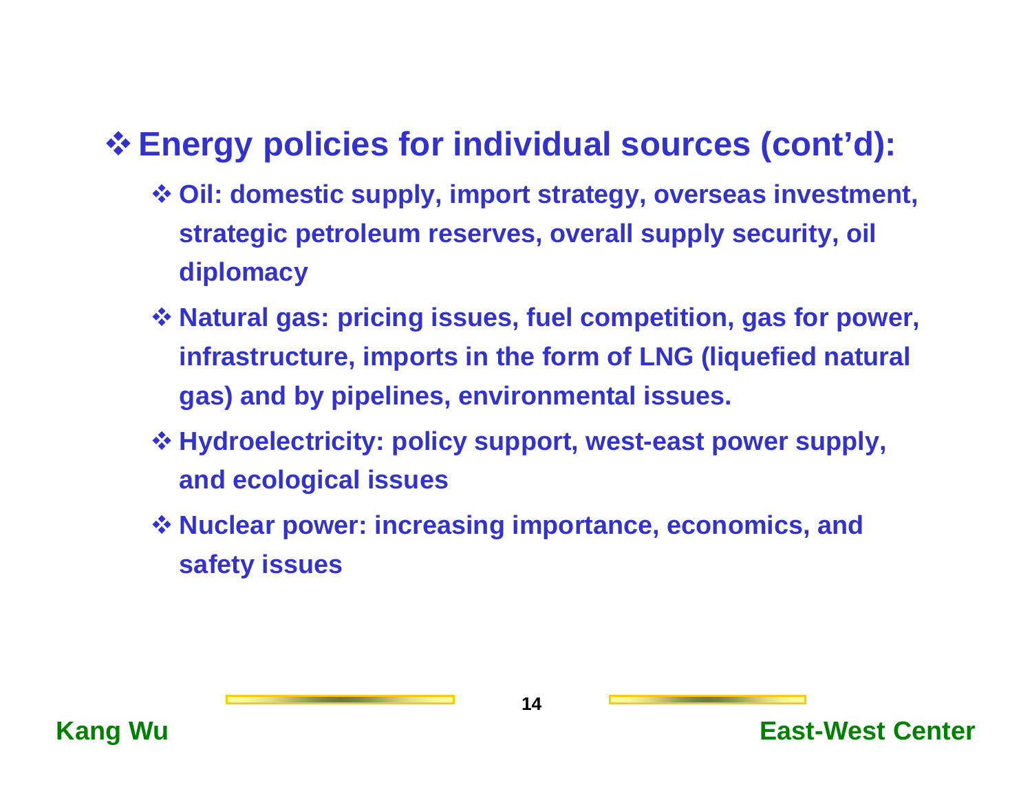- **Energy policies for individual sources (cont'd):**
  - **Oil: domestic supply, import strategy, overseas investment, strategic petroleum reserves, overall supply security, oil diplomacy**
  - **Natural gas: pricing issues, fuel competition, gas for power, infrastructure, imports in the form of LNG (liquefied natural gas) and by pipelines, environmental issues.**
  - **Hydroelectricity: policy support, west-east power supply, and ecological issues**
  - **Nuclear power: increasing importance, economics, and safety issues**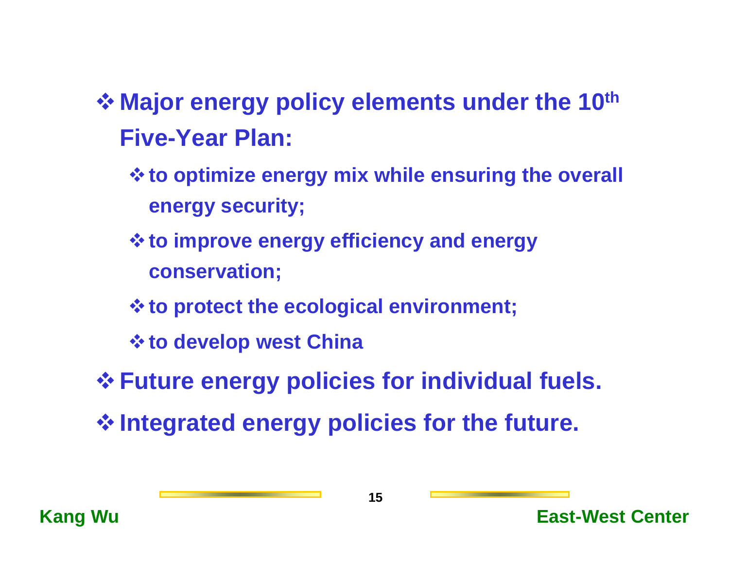- **Major energy policy elements under the 10th Five-Year Plan:**
  - **to optimize energy mix while ensuring the overall energy security;**
  - **to improve energy efficiency and energy conservation;**
  - **to protect the ecological environment;**
  - **to develop west China**
- **Future energy policies for individual fuels.**
- **Integrated energy policies for the future.**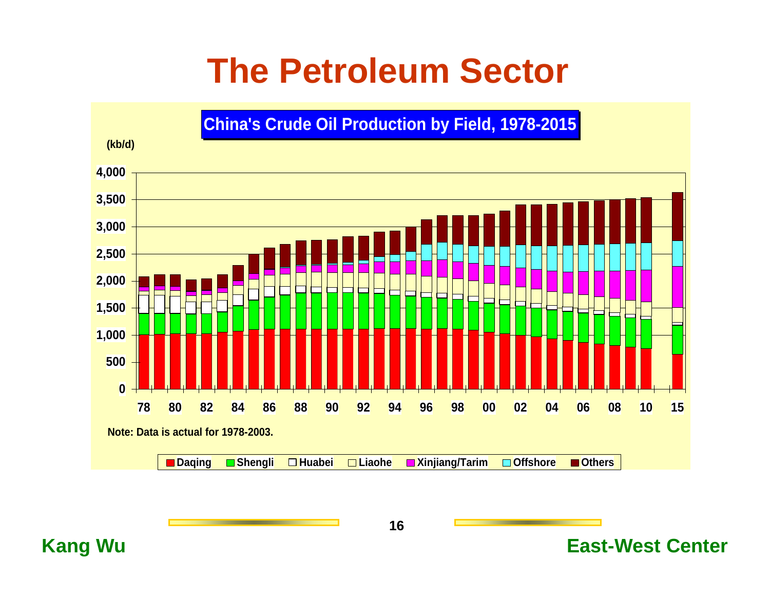# The Petroleum Sector

**China's Crude Oil Production by Field, 1978-2015**

(kb/d)

4,000
3,500
3,000
2,500
2,000
1,500
1,000
500
0

78 80 82 84 86 88 90 92 94 96 98 00 02 04 06 08 10 15

Note: Data is actual for 1978-2003.

Daqing | Shengli | Huabei | Liaohe | Xinjiang/Tarim | Offshore | Others

Kang Wu

East-West Center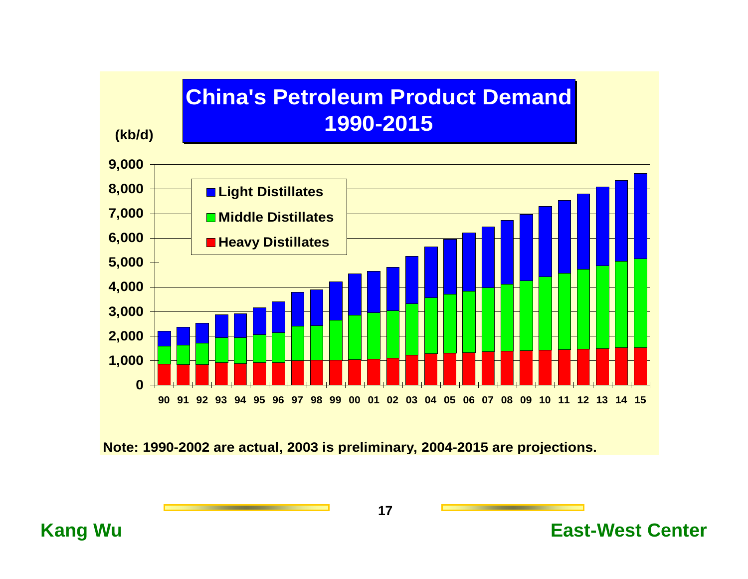# China's Petroleum Product Demand 1990-2015

(kb/d)

Light Distillates

Middle Distillates

Heavy Distillates

9,000
8,000
7,000
6,000
5,000
4,000
3,000
2,000
1,000
0

90 91 92 93 94 95 96 97 98 99 00 01 02 03 04 05 06 07 08 09 10 11 12 13 14 15

**Note: 1990-2002 are actual, 2003 is preliminary, 2004-2015 are projections.**

**Kang Wu** **East-West Center**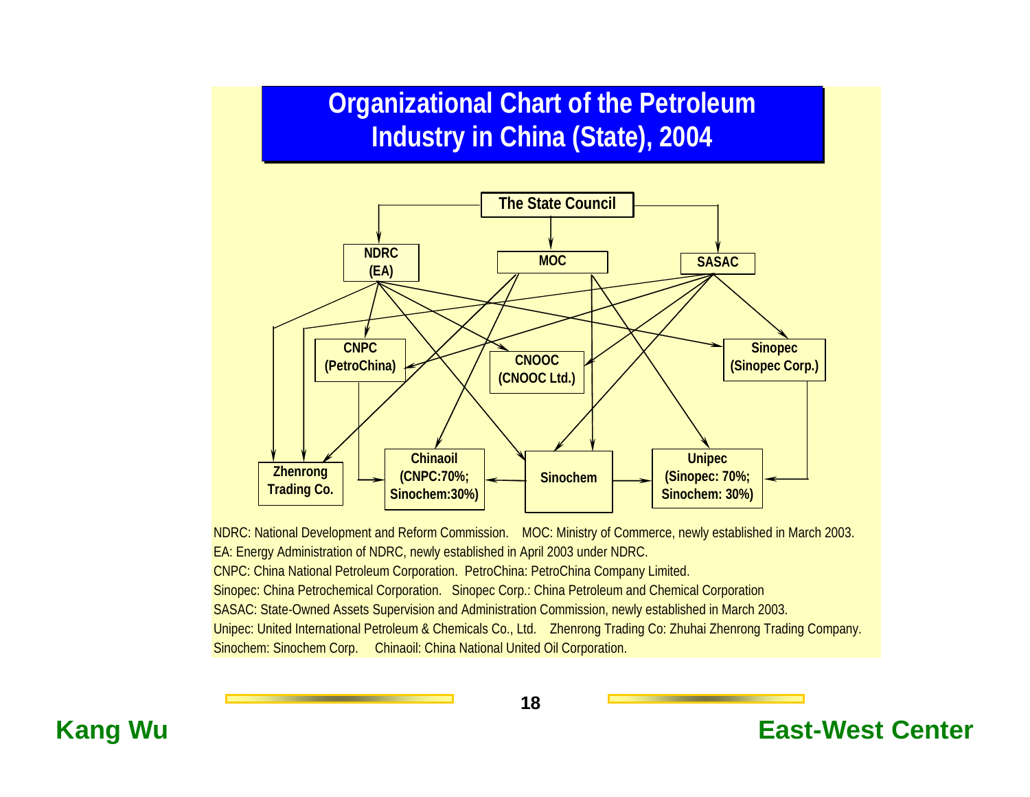# Organizational Chart of the Petroleum Industry in China (State), 2004

The State Council

NDRC (EA)

MOC

SASAC

CNPC (PetroChina)

CNOOC (CNOOC Ltd.)

Sinopec (Sinopec Corp.)

Zhenrong Trading Co.

Chinaoil (CNPC:70%; Sinochem:30%)

Sinochem

Unipec (Sinopec: 70%; Sinochem: 30%)

NDRC: National Development and Reform Commission. MOC: Ministry of Commerce, newly established in March 2003.

EA: Energy Administration of NDRC, newly established in April 2003 under NDRC.

CNPC: China National Petroleum Corporation. PetroChina: PetroChina Company Limited.

Sinopec: China Petrochemical Corporation. Sinopec Corp.: China Petroleum and Chemical Corporation

SASAC: State-Owned Assets Supervision and Administration Commission, newly established in March 2003.

Unipec: United International Petroleum & Chemicals Co., Ltd. Zhenrong Trading Co: Zhuhai Zhenrong Trading Company.

Sinochem: Sinochem Corp. Chinaoil: China National United Oil Corporation.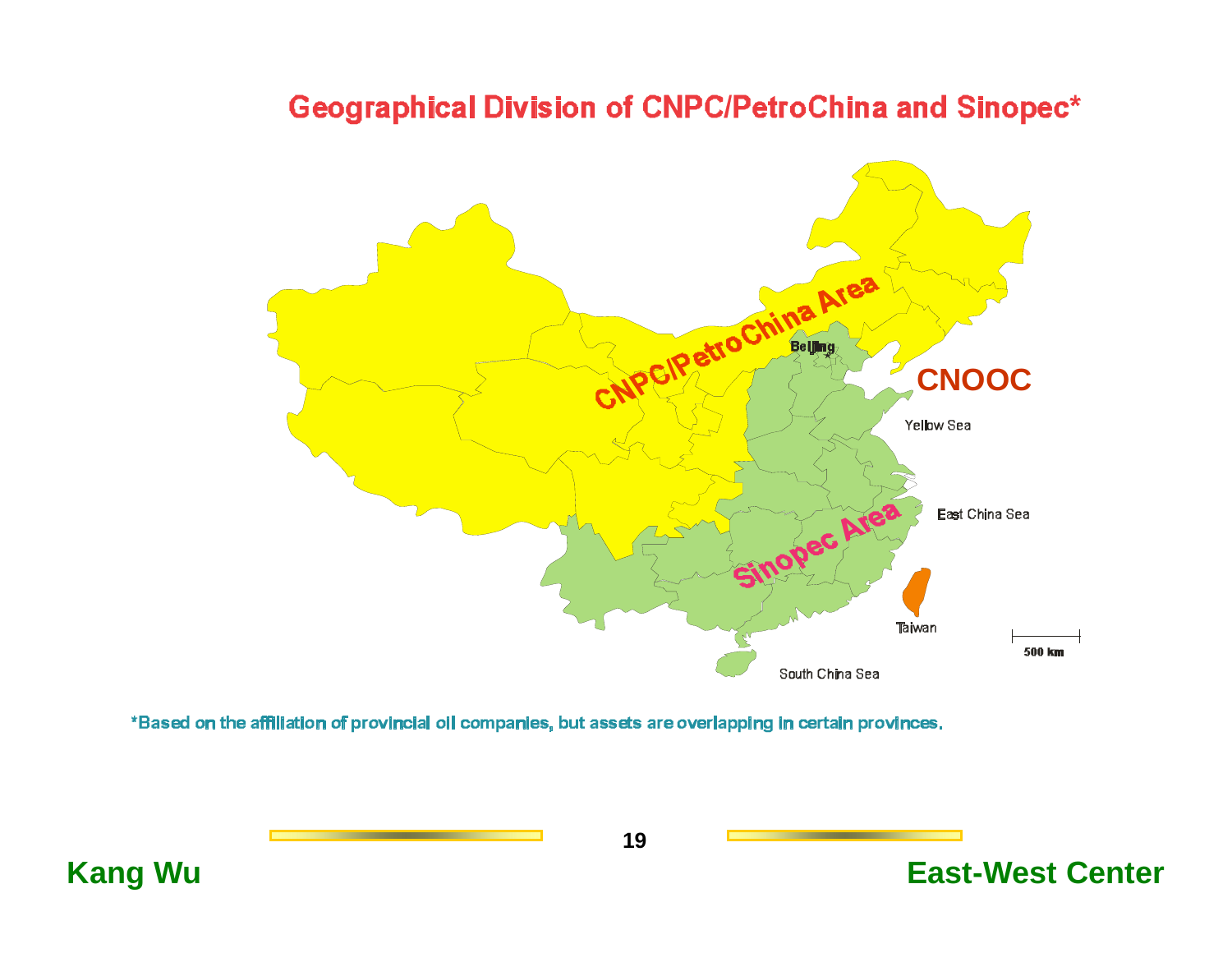# Geographical Division of CNPC/PetroChina and Sinopec*

CNPC/PetroChina Area

Beijing

CNOOC

Yellow Sea

East China Sea

Sinopec Area

Taiwan

500 km

South China Sea

*Based on the affiliation of provincial oil companies, but assets are overlapping in certain provinces.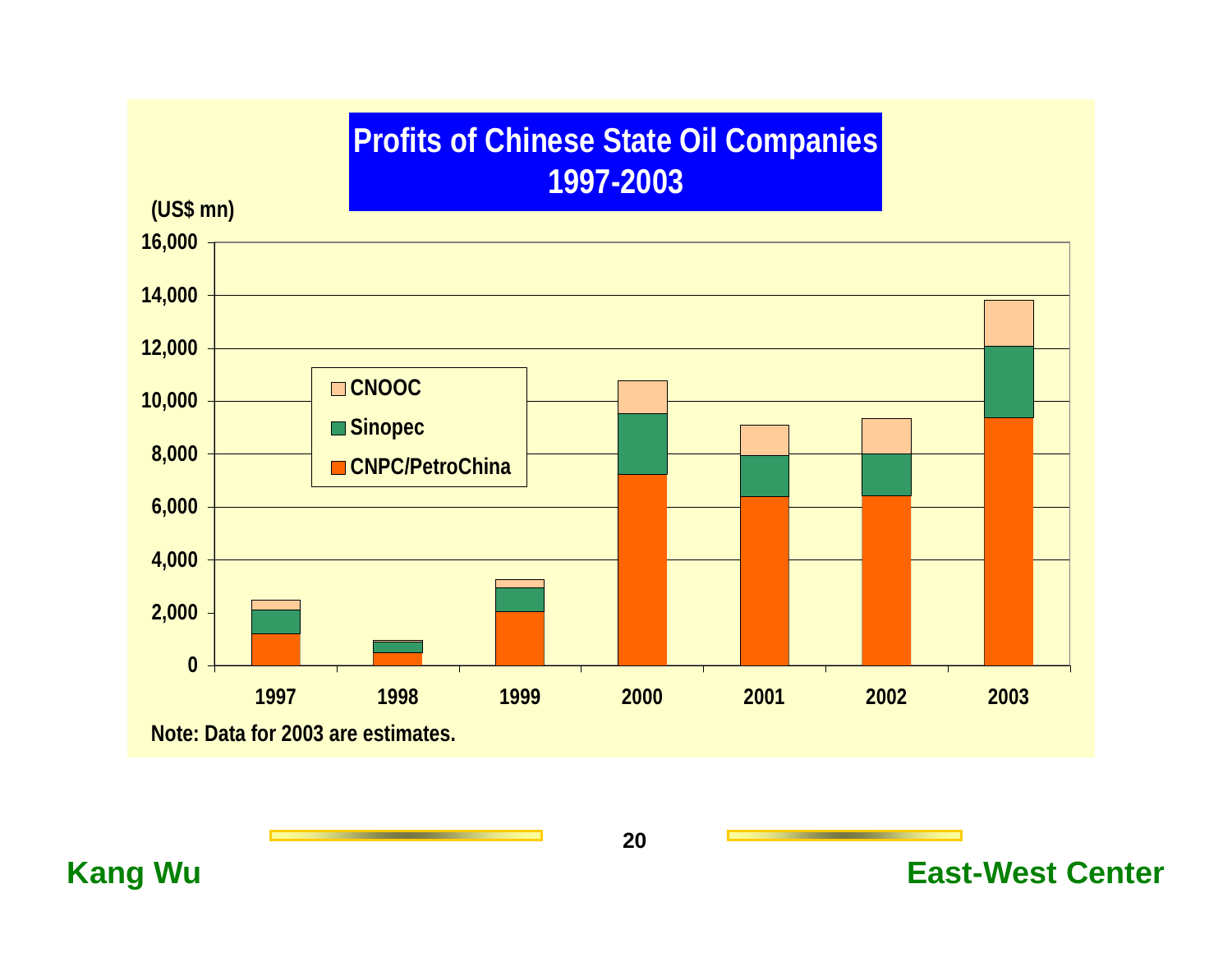# Profits of Chinese State Oil Companies 1997-2003

(US$ mn)

| Year | CNPC/PetroChina | Sinopec | CNOOC |
|---|---|---|---|
| 1997 | | | |
| 1998 | | | |
| 1999 | | | |
| 2000 | | | |
| 2001 | | | |
| 2002 | | | |
| 2003 | | | |

Note: Data for 2003 are estimates.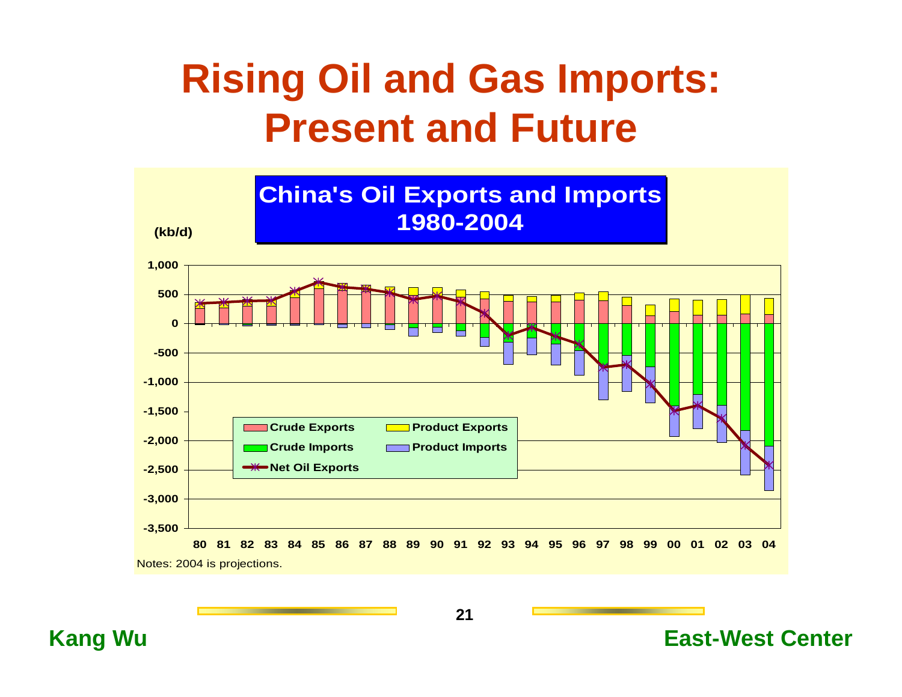# Rising Oil and Gas Imports: Present and Future

**China's Oil Exports and Imports 1980-2004**

(kb/d)

Crude Exports, Product Exports, Crude Imports, Product Imports, Net Oil Exports

Notes: 2004 is projections.

Kang Wu

East-West Center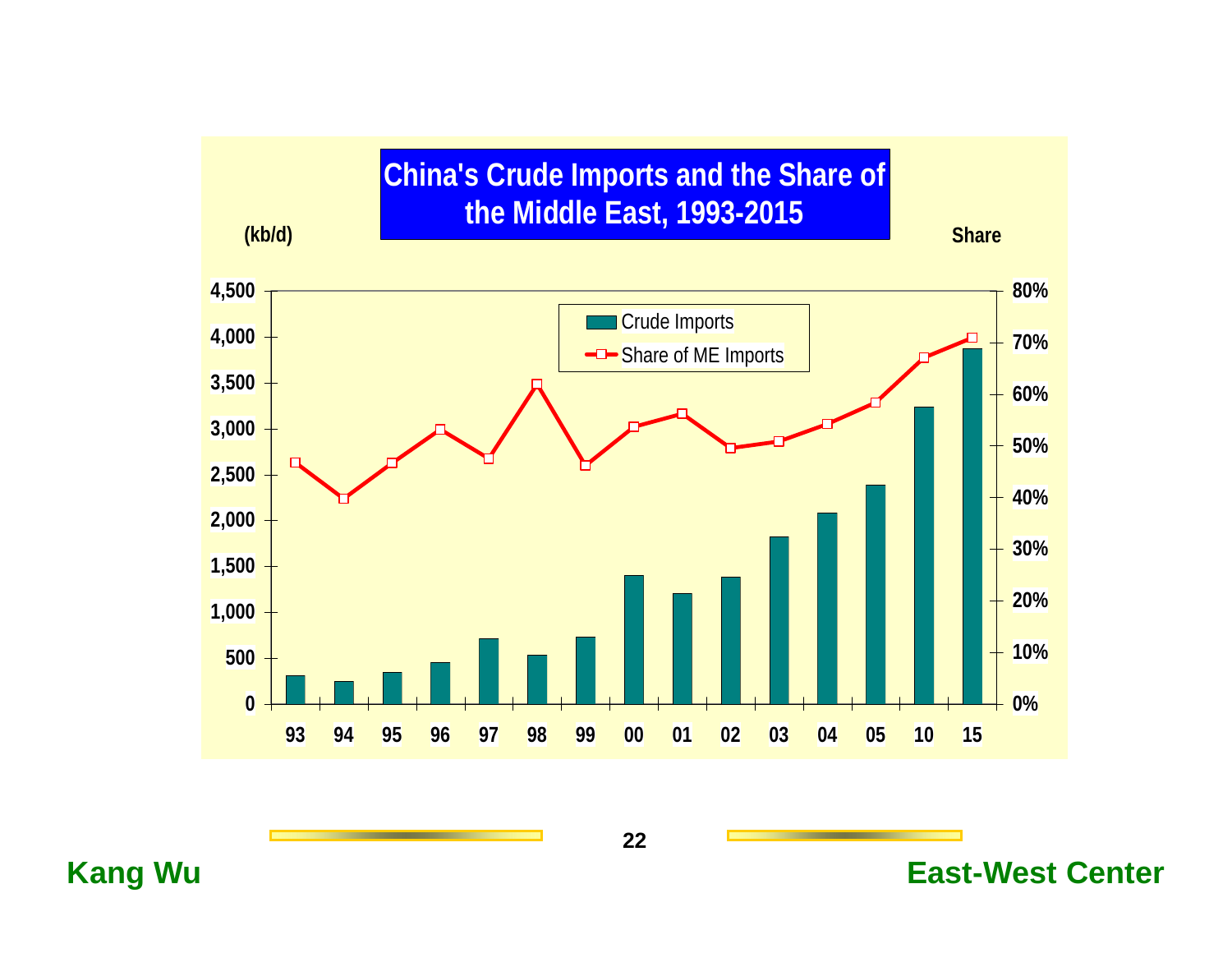## China's Crude Imports and the Share of the Middle East, 1993-2015

(kb/d)

Share

Crude Imports

Share of ME Imports

4,500 | 4,000 | 3,500 | 3,000 | 2,500 | 2,000 | 1,500 | 1,000 | 500 | 0

80% | 70% | 60% | 50% | 40% | 30% | 20% | 10% | 0%

93 | 94 | 95 | 96 | 97 | 98 | 99 | 00 | 01 | 02 | 03 | 04 | 05 | 10 | 15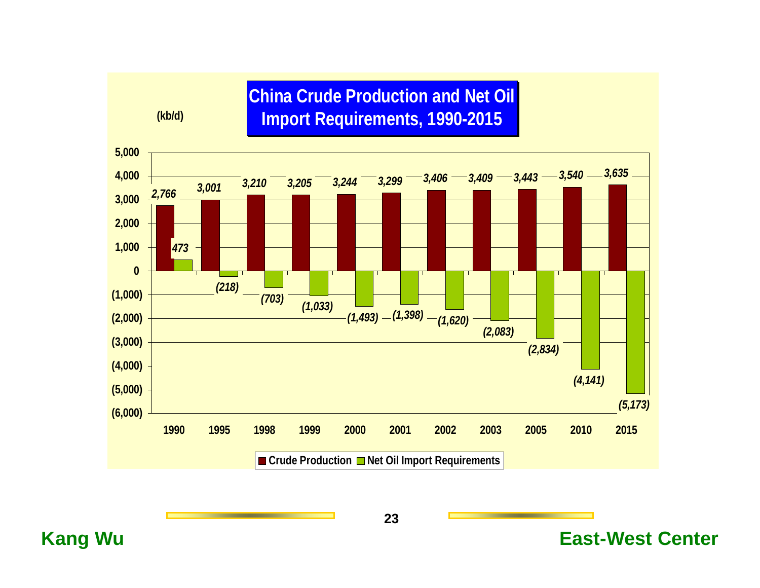# China Crude Production and Net Oil Import Requirements, 1990-2015

(kb/d)

| Year | Crude Production | Net Oil Import Requirements |
|---|---|---|
| 1990 | 2,766 | 473 |
| 1995 | 3,001 | (218) |
| 1998 | 3,210 | (703) |
| 1999 | 3,205 | (1,033) |
| 2000 | 3,244 | (1,493) |
| 2001 | 3,299 | (1,398) |
| 2002 | 3,406 | (1,620) |
| 2003 | 3,409 | (2,083) |
| 2005 | 3,443 | (2,834) |
| 2010 | 3,540 | (4,141) |
| 2015 | 3,635 | (5,173) |

Kang Wu

East-West Center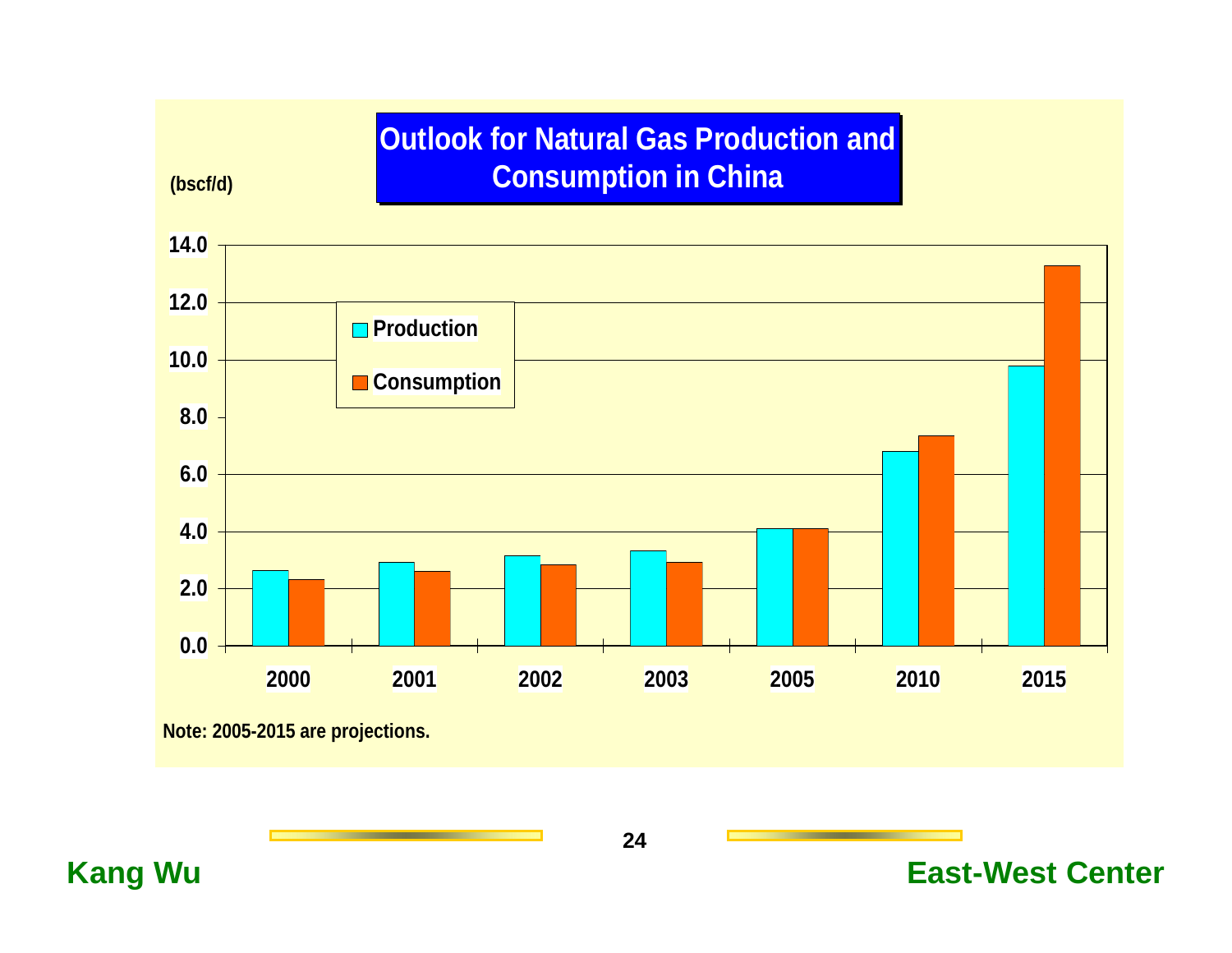## Outlook for Natural Gas Production and Consumption in China

(bscf/d)

| Year | Production | Consumption |
|---|---|---|
| 2000 | 2.6 | 2.3 |
| 2001 | 2.9 | 2.6 |
| 2002 | 3.1 | 2.8 |
| 2003 | 3.3 | 2.9 |
| 2005 | 4.1 | 4.1 |
| 2010 | 6.8 | 7.3 |
| 2015 | 9.8 | 13.3 |

Note: 2005-2015 are projections.

Kang Wu

East-West Center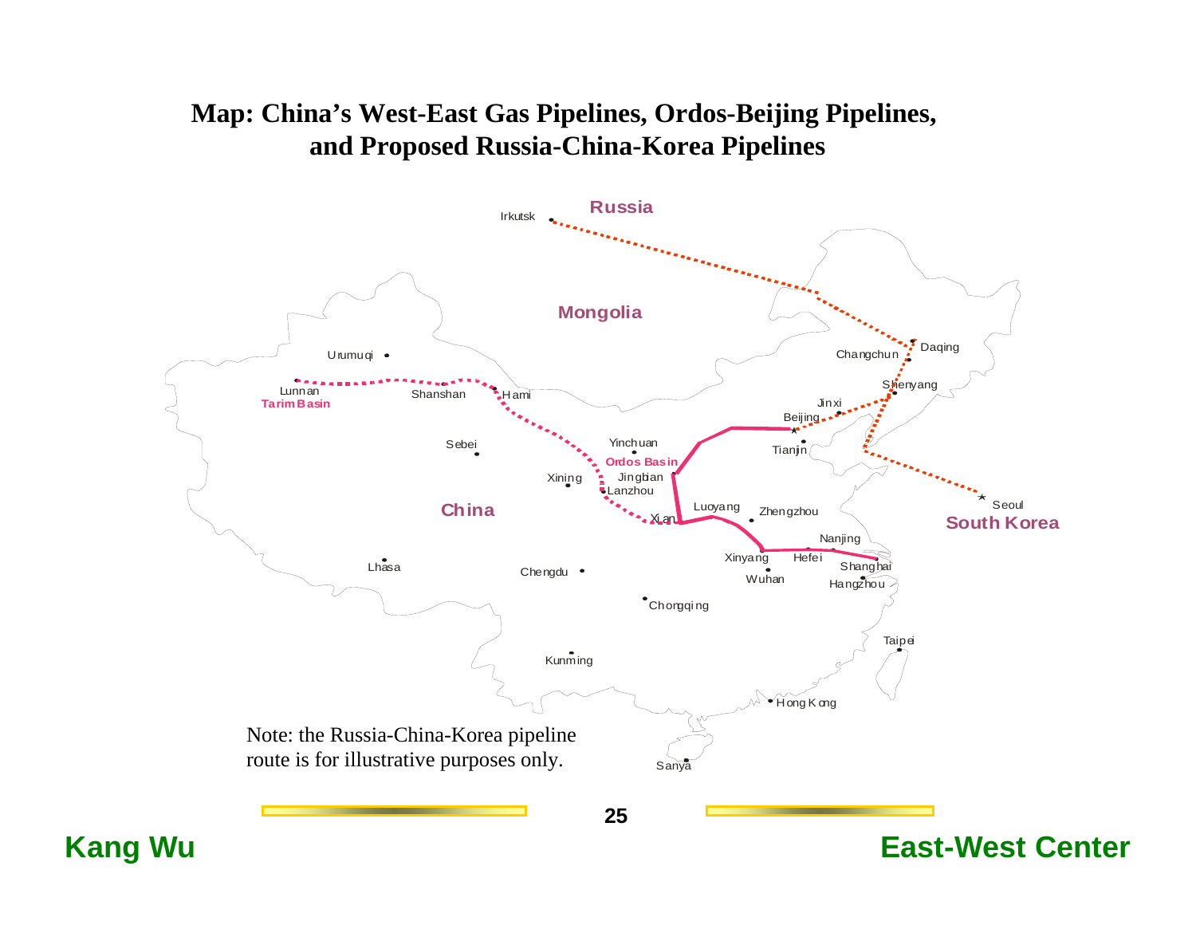# Map: China's West-East Gas Pipelines, Ordos-Beijing Pipelines, and Proposed Russia-China-Korea Pipelines

Russia

Irkutsk

Mongolia

Urumuqi

Lunnan

Tarim Basin

Shanshan

Hami

Daqing

Changchun

Shenyang

Jinxi

Beijing

Tianjin

Sebei

Yinchuan

Ordos Basin

Jingbian

Xining

Lanzhou

China

Xi'an

Luoyang

Zhengzhou

Seoul

South Korea

Nanjing

Xinyang

Hefei

Shanghai

Wuhan

Hangzhou

Lhasa

Chengdu

Chongqing

Taipei

Kunming

Hong Kong

Sanya

Note: the Russia-China-Korea pipeline route is for illustrative purposes only.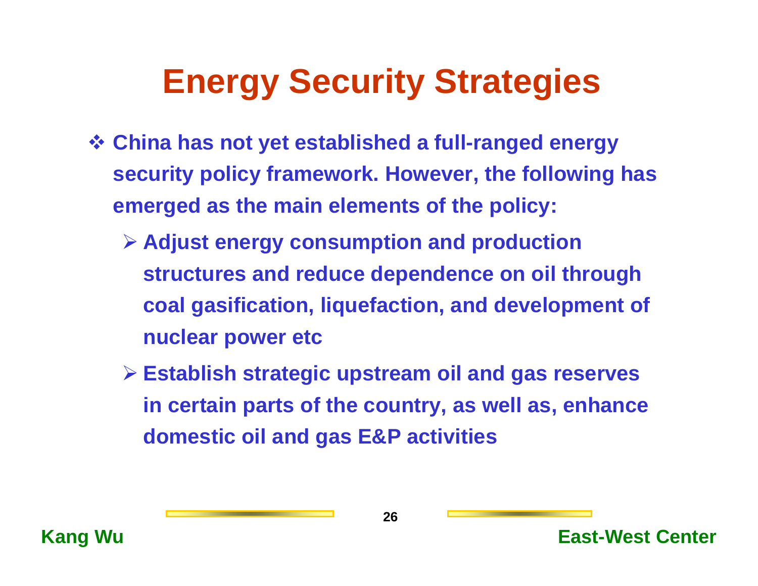# Energy Security Strategies

- China has not yet established a full-ranged energy security policy framework. However, the following has emerged as the main elements of the policy:
  - Adjust energy consumption and production structures and reduce dependence on oil through coal gasification, liquefaction, and development of nuclear power etc
  - Establish strategic upstream oil and gas reserves in certain parts of the country, as well as, enhance domestic oil and gas E&P activities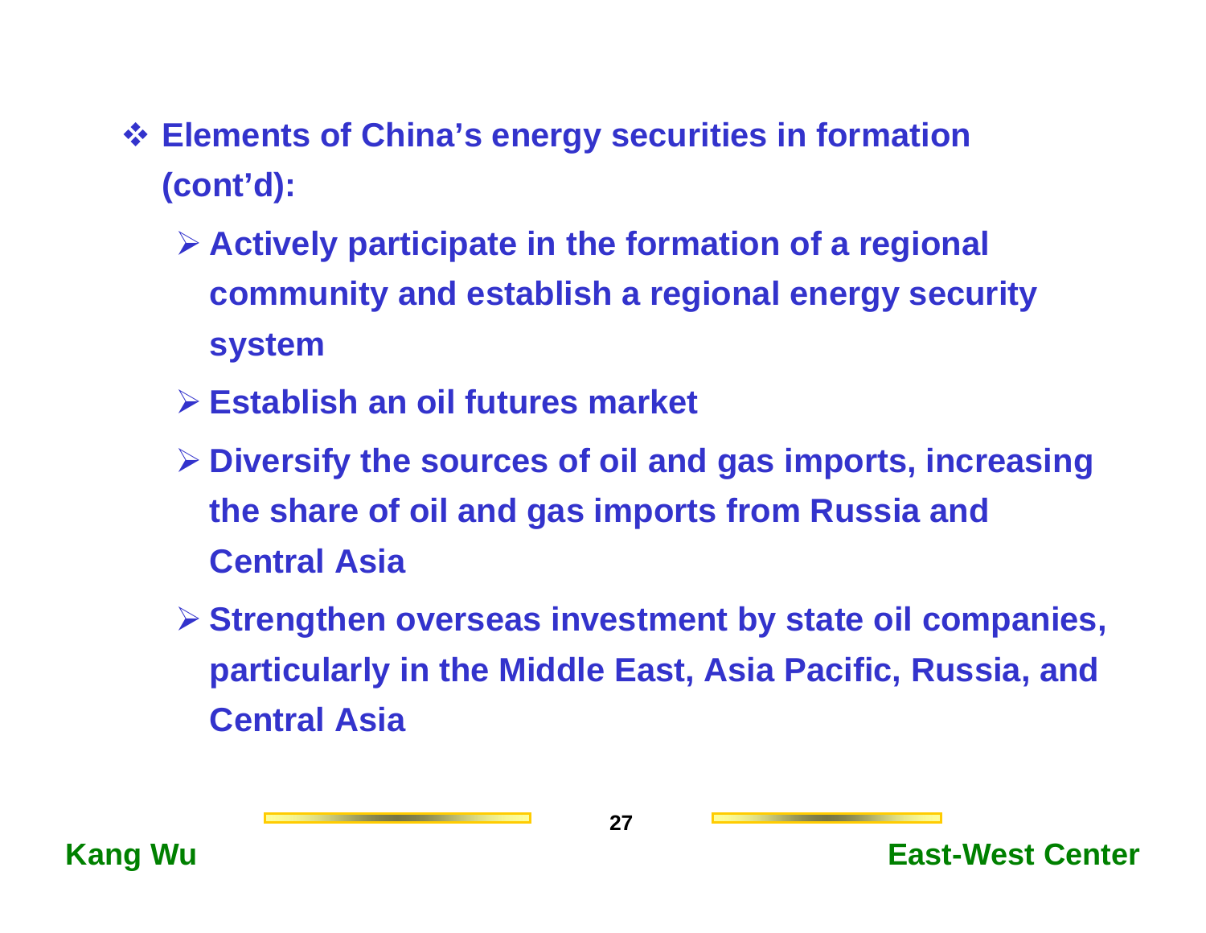- **Elements of China's energy securities in formation (cont'd):**
  - **Actively participate in the formation of a regional community and establish a regional energy security system**
  - **Establish an oil futures market**
  - **Diversify the sources of oil and gas imports, increasing the share of oil and gas imports from Russia and Central Asia**
  - **Strengthen overseas investment by state oil companies, particularly in the Middle East, Asia Pacific, Russia, and Central Asia**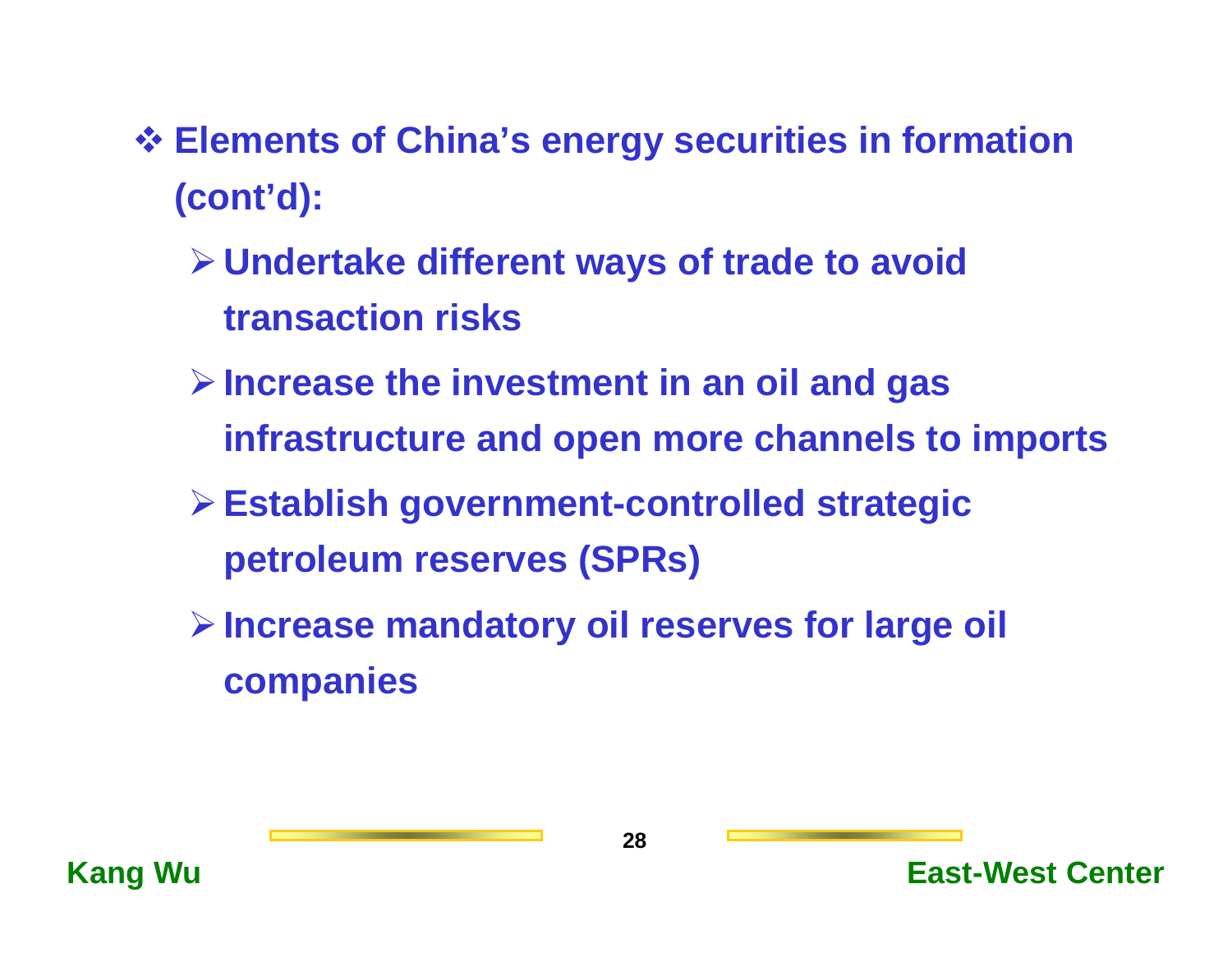- **Elements of China’s energy securities in formation (cont’d):**
  - **Undertake different ways of trade to avoid transaction risks**
  - **Increase the investment in an oil and gas infrastructure and open more channels to imports**
  - **Establish government-controlled strategic petroleum reserves (SPRs)**
  - **Increase mandatory oil reserves for large oil companies**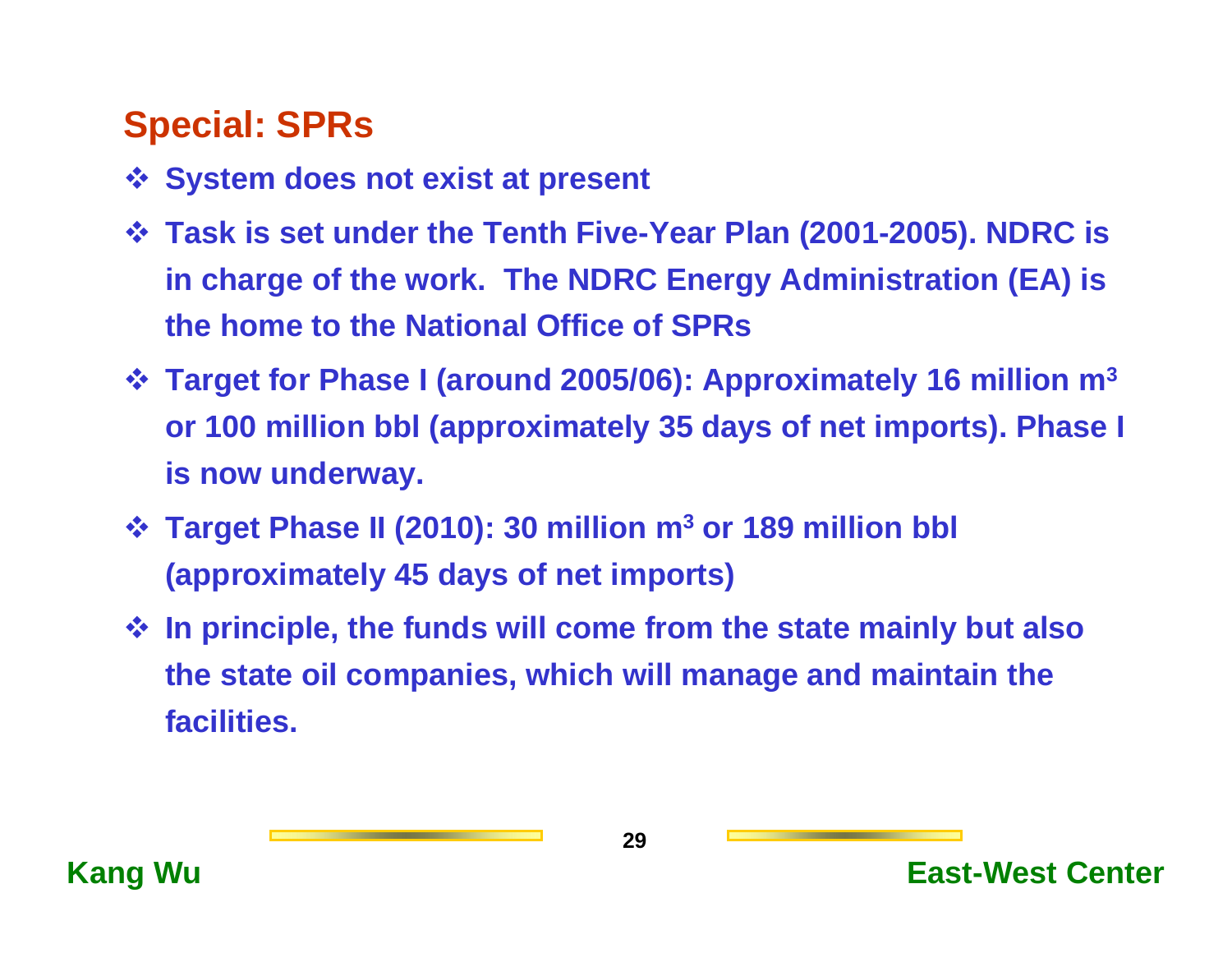## Special: SPRs

- System does not exist at present
- Task is set under the Tenth Five-Year Plan (2001-2005). NDRC is in charge of the work. The NDRC Energy Administration (EA) is the home to the National Office of SPRs
- Target for Phase I (around 2005/06): Approximately 16 million $m^3$ or 100 million bbl (approximately 35 days of net imports). Phase I is now underway.
- Target Phase II (2010): 30 million $m^3$ or 189 million bbl (approximately 45 days of net imports)
- In principle, the funds will come from the state mainly but also the state oil companies, which will manage and maintain the facilities.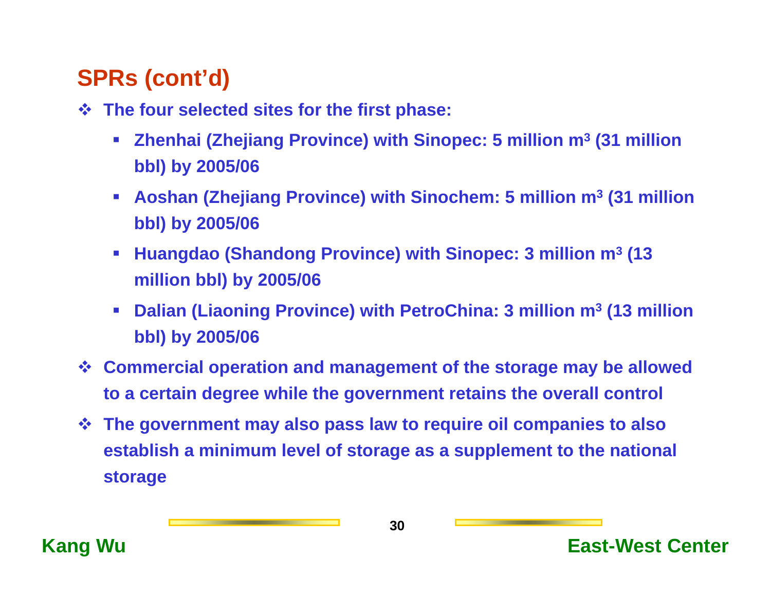## SPRs (cont'd)

- The four selected sites for the first phase:
  - Zhenhai (Zhejiang Province) with Sinopec: 5 million $m^3$ (31 million bbl) by 2005/06
  - Aoshan (Zhejiang Province) with Sinochem: 5 million $m^3$ (31 million bbl) by 2005/06
  - Huangdao (Shandong Province) with Sinopec: 3 million $m^3$ (13 million bbl) by 2005/06
  - Dalian (Liaoning Province) with PetroChina: 3 million $m^3$ (13 million bbl) by 2005/06
- Commercial operation and management of the storage may be allowed to a certain degree while the government retains the overall control
- The government may also pass law to require oil companies to also establish a minimum level of storage as a supplement to the national storage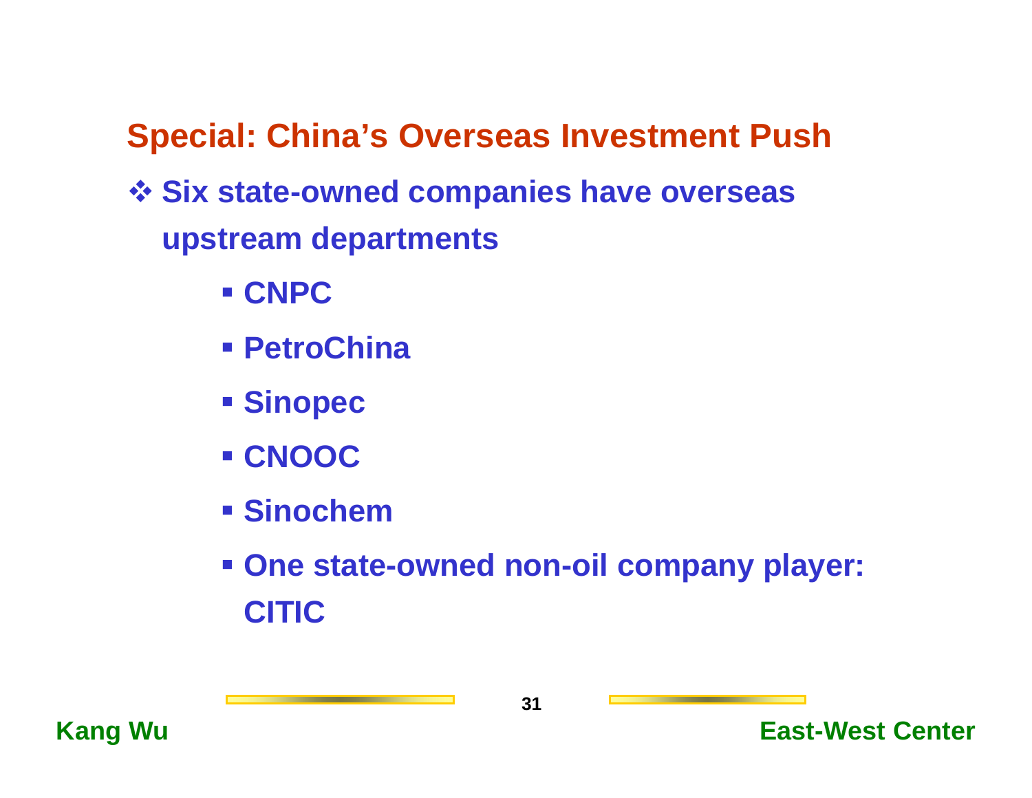## Special: China's Overseas Investment Push

- Six state-owned companies have overseas upstream departments
  - CNPC
  - PetroChina
  - Sinopec
  - CNOOC
  - Sinochem
  - One state-owned non-oil company player: CITIC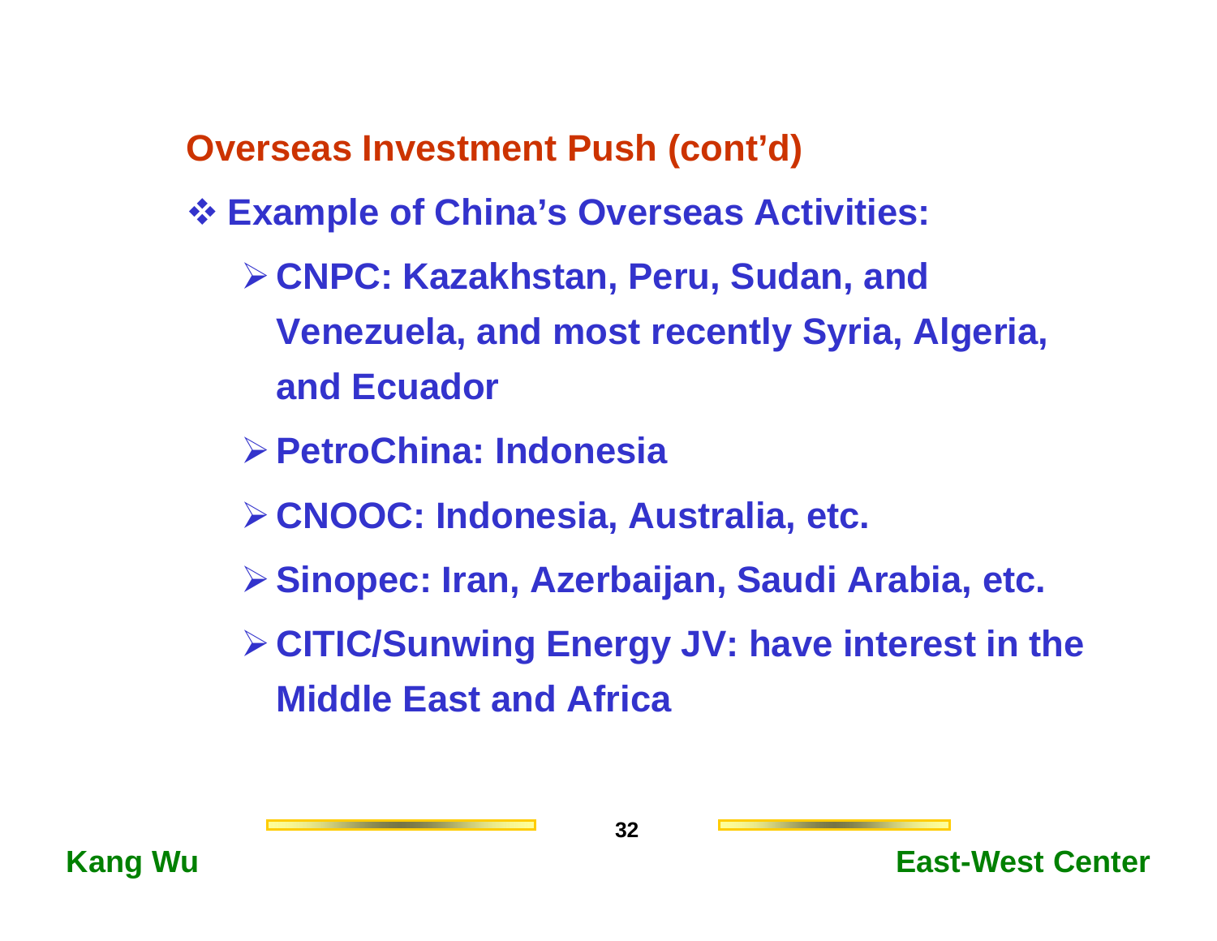## Overseas Investment Push (cont'd)

- **Example of China's Overseas Activities:**
  - **CNPC: Kazakhstan, Peru, Sudan, and Venezuela, and most recently Syria, Algeria, and Ecuador**
  - **PetroChina: Indonesia**
  - **CNOOC: Indonesia, Australia, etc.**
  - **Sinopec: Iran, Azerbaijan, Saudi Arabia, etc.**
  - **CITIC/Sunwing Energy JV: have interest in the Middle East and Africa**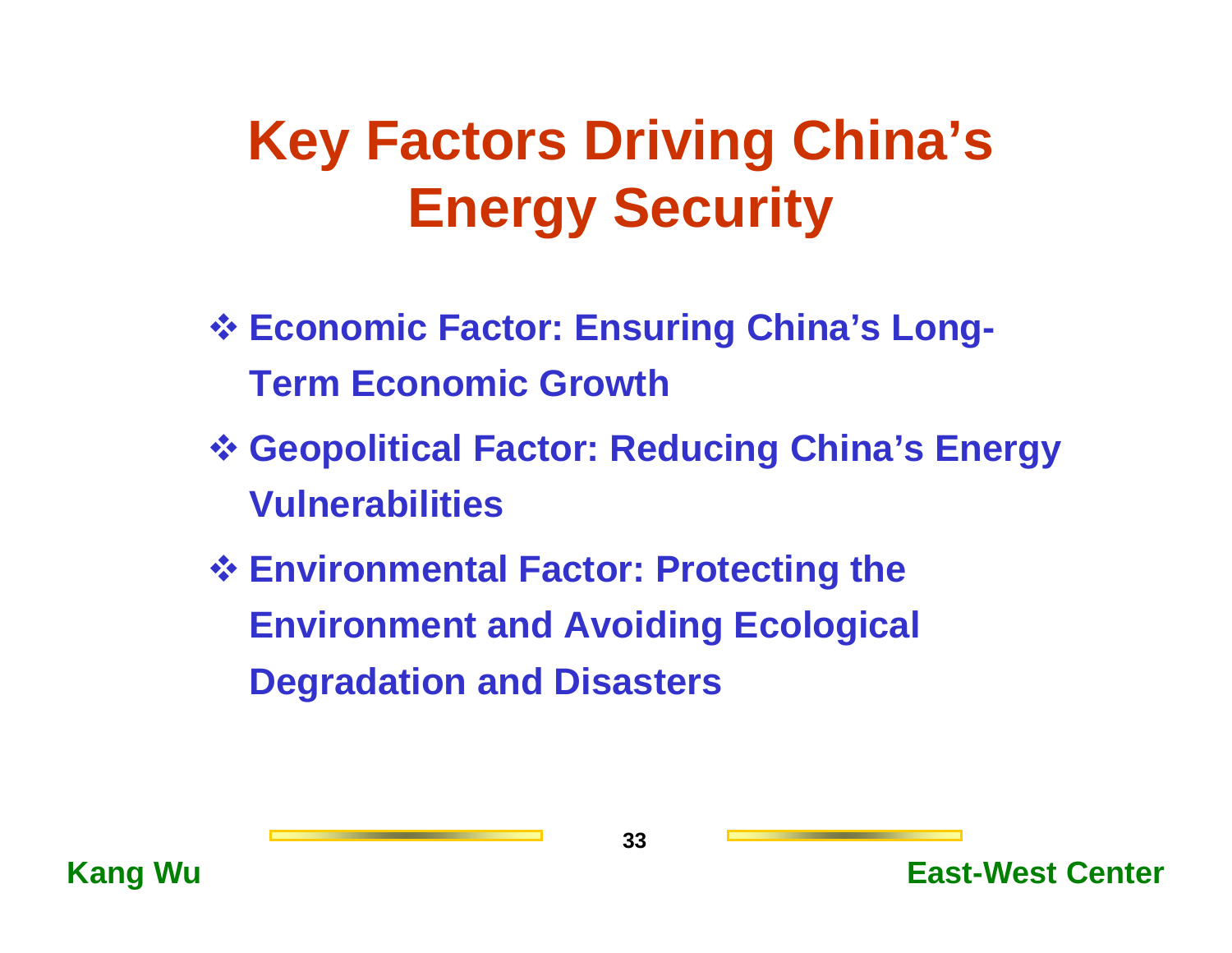# Key Factors Driving China's Energy Security

- ❖ Economic Factor: Ensuring China's Long-Term Economic Growth
- ❖ Geopolitical Factor: Reducing China's Energy Vulnerabilities
- ❖ Environmental Factor: Protecting the Environment and Avoiding Ecological Degradation and Disasters